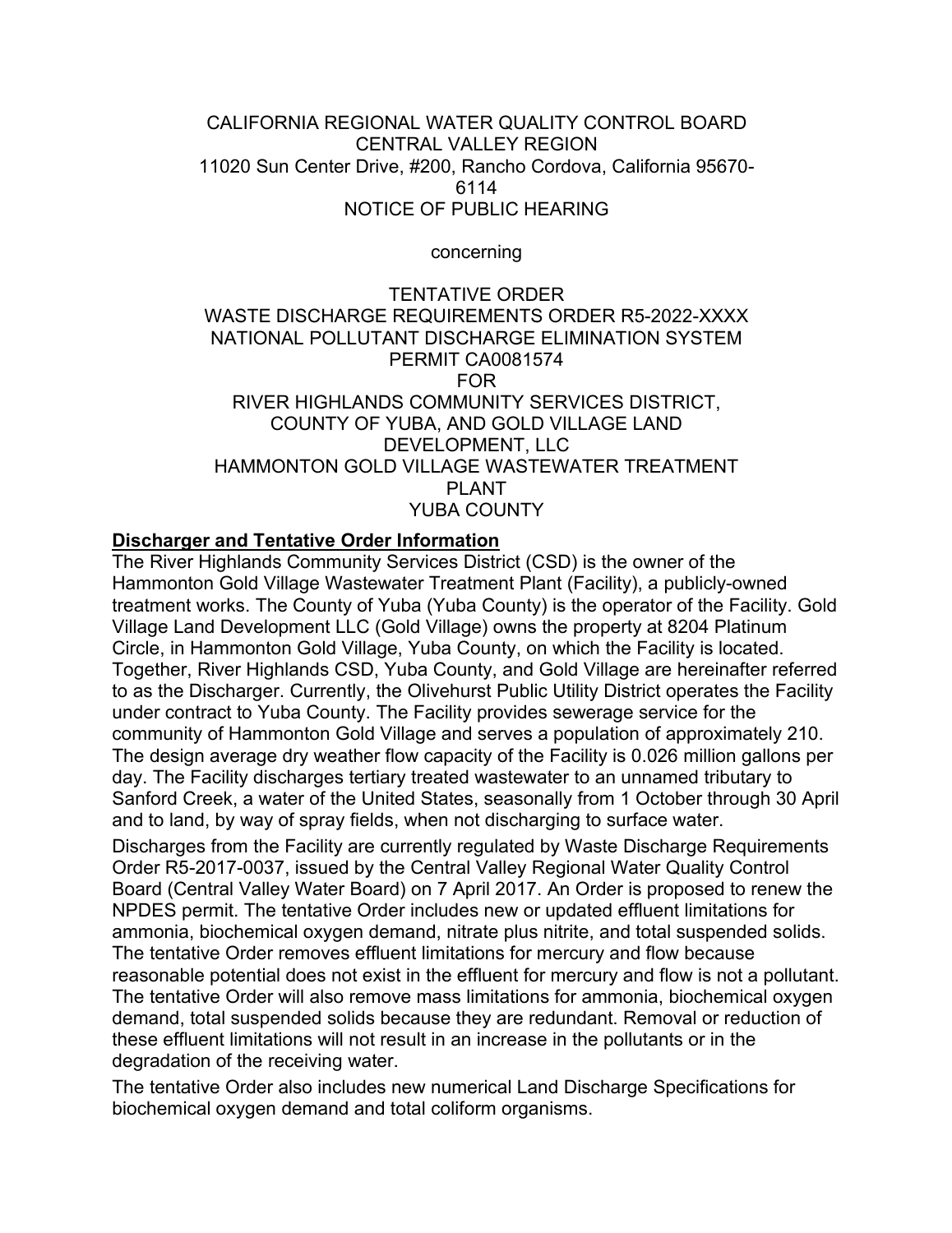CALIFORNIA REGIONAL WATER QUALITY CONTROL BOARD
CENTRAL VALLEY REGION
11020 Sun Center Drive, #200, Rancho Cordova, California 95670-6114
NOTICE OF PUBLIC HEARING

concerning

TENTATIVE ORDER
WASTE DISCHARGE REQUIREMENTS ORDER R5-2022-XXXX
NATIONAL POLLUTANT DISCHARGE ELIMINATION SYSTEM PERMIT CA0081574
FOR
RIVER HIGHLANDS COMMUNITY SERVICES DISTRICT, COUNTY OF YUBA, AND GOLD VILLAGE LAND DEVELOPMENT, LLC
HAMMONTON GOLD VILLAGE WASTEWATER TREATMENT PLANT
YUBA COUNTY

## Discharger and Tentative Order Information

The River Highlands Community Services District (CSD) is the owner of the Hammonton Gold Village Wastewater Treatment Plant (Facility), a publicly-owned treatment works. The County of Yuba (Yuba County) is the operator of the Facility. Gold Village Land Development LLC (Gold Village) owns the property at 8204 Platinum Circle, in Hammonton Gold Village, Yuba County, on which the Facility is located. Together, River Highlands CSD, Yuba County, and Gold Village are hereinafter referred to as the Discharger. Currently, the Olivehurst Public Utility District operates the Facility under contract to Yuba County. The Facility provides sewerage service for the community of Hammonton Gold Village and serves a population of approximately 210. The design average dry weather flow capacity of the Facility is 0.026 million gallons per day. The Facility discharges tertiary treated wastewater to an unnamed tributary to Sanford Creek, a water of the United States, seasonally from 1 October through 30 April and to land, by way of spray fields, when not discharging to surface water.

Discharges from the Facility are currently regulated by Waste Discharge Requirements Order R5-2017-0037, issued by the Central Valley Regional Water Quality Control Board (Central Valley Water Board) on 7 April 2017. An Order is proposed to renew the NPDES permit. The tentative Order includes new or updated effluent limitations for ammonia, biochemical oxygen demand, nitrate plus nitrite, and total suspended solids. The tentative Order removes effluent limitations for mercury and flow because reasonable potential does not exist in the effluent for mercury and flow is not a pollutant. The tentative Order will also remove mass limitations for ammonia, biochemical oxygen demand, total suspended solids because they are redundant. Removal or reduction of these effluent limitations will not result in an increase in the pollutants or in the degradation of the receiving water.

The tentative Order also includes new numerical Land Discharge Specifications for biochemical oxygen demand and total coliform organisms.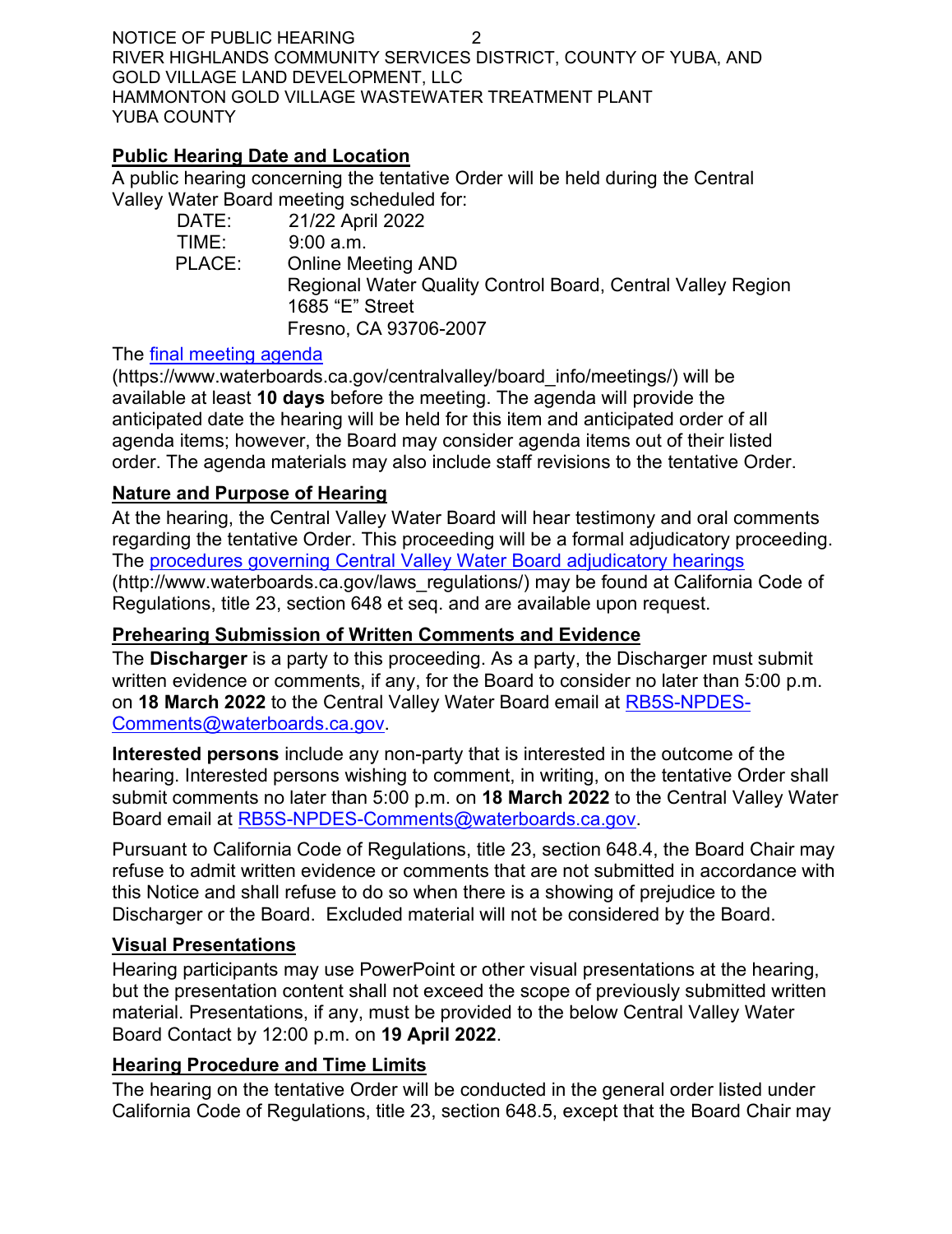## Public Hearing Date and Location

A public hearing concerning the tentative Order will be held during the Central Valley Water Board meeting scheduled for:

DATE: 21/22 April 2022
TIME: 9:00 a.m.
PLACE: Online Meeting AND
Regional Water Quality Control Board, Central Valley Region
1685 "E" Street
Fresno, CA 93706-2007

The [final meeting agenda](https://www.waterboards.ca.gov/centralvalley/board_info/meetings/) (https://www.waterboards.ca.gov/centralvalley/board_info/meetings/) will be available at least **10 days** before the meeting. The agenda will provide the anticipated date the hearing will be held for this item and anticipated order of all agenda items; however, the Board may consider agenda items out of their listed order. The agenda materials may also include staff revisions to the tentative Order.

## Nature and Purpose of Hearing

At the hearing, the Central Valley Water Board will hear testimony and oral comments regarding the tentative Order. This proceeding will be a formal adjudicatory proceeding. The [procedures governing Central Valley Water Board adjudicatory hearings](http://www.waterboards.ca.gov/laws_regulations/) (http://www.waterboards.ca.gov/laws_regulations/) may be found at California Code of Regulations, title 23, section 648 et seq. and are available upon request.

## Prehearing Submission of Written Comments and Evidence

The **Discharger** is a party to this proceeding. As a party, the Discharger must submit written evidence or comments, if any, for the Board to consider no later than 5:00 p.m. on **18 March 2022** to the Central Valley Water Board email at RB5S-NPDES-Comments@waterboards.ca.gov.

**Interested persons** include any non-party that is interested in the outcome of the hearing. Interested persons wishing to comment, in writing, on the tentative Order shall submit comments no later than 5:00 p.m. on **18 March 2022** to the Central Valley Water Board email at RB5S-NPDES-Comments@waterboards.ca.gov.

Pursuant to California Code of Regulations, title 23, section 648.4, the Board Chair may refuse to admit written evidence or comments that are not submitted in accordance with this Notice and shall refuse to do so when there is a showing of prejudice to the Discharger or the Board. Excluded material will not be considered by the Board.

## Visual Presentations

Hearing participants may use PowerPoint or other visual presentations at the hearing, but the presentation content shall not exceed the scope of previously submitted written material. Presentations, if any, must be provided to the below Central Valley Water Board Contact by 12:00 p.m. on **19 April 2022**.

## Hearing Procedure and Time Limits

The hearing on the tentative Order will be conducted in the general order listed under California Code of Regulations, title 23, section 648.5, except that the Board Chair may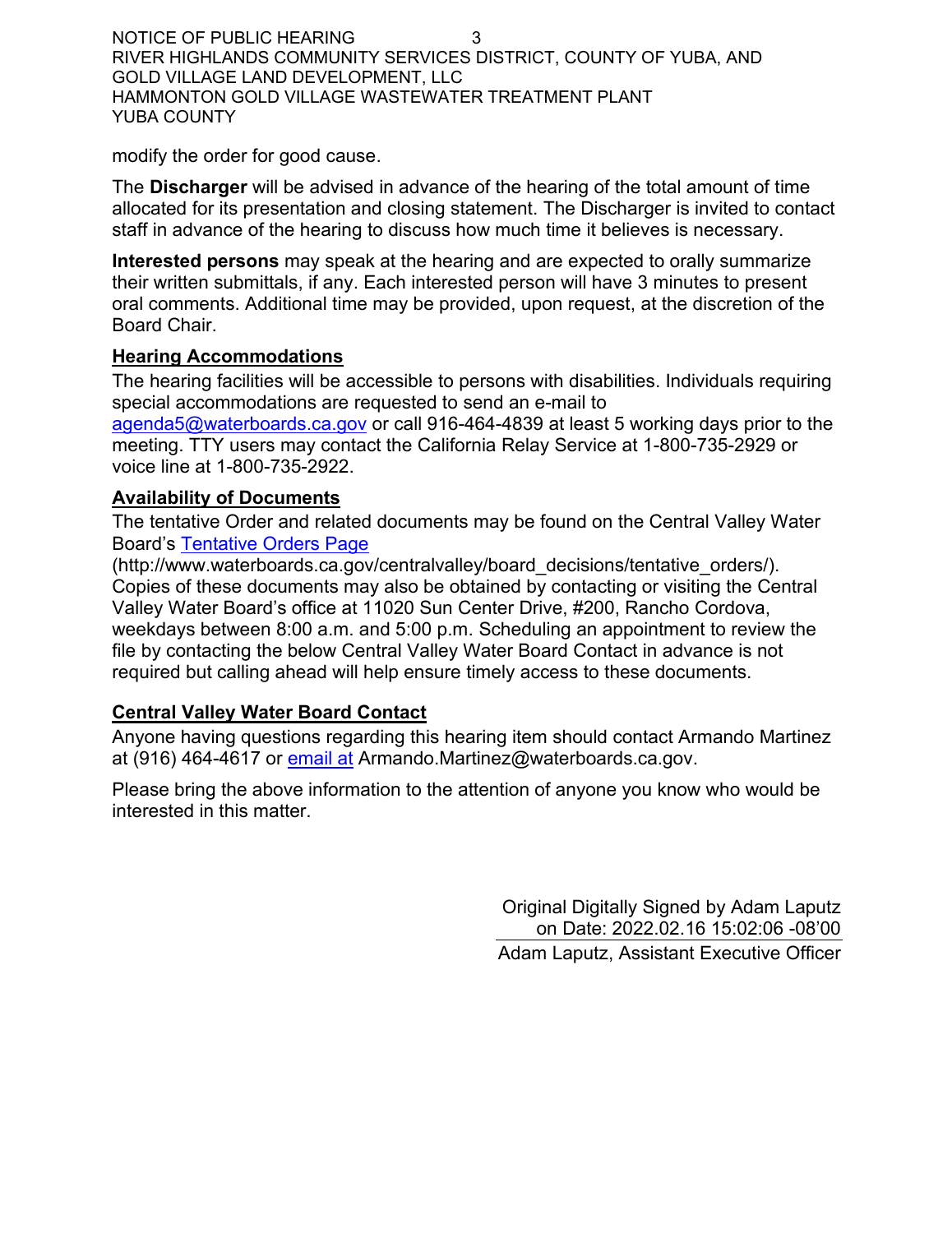modify the order for good cause.

The **Discharger** will be advised in advance of the hearing of the total amount of time allocated for its presentation and closing statement. The Discharger is invited to contact staff in advance of the hearing to discuss how much time it believes is necessary.

**Interested persons** may speak at the hearing and are expected to orally summarize their written submittals, if any. Each interested person will have 3 minutes to present oral comments. Additional time may be provided, upon request, at the discretion of the Board Chair.

## Hearing Accommodations

The hearing facilities will be accessible to persons with disabilities. Individuals requiring special accommodations are requested to send an e-mail to agenda5@waterboards.ca.gov or call 916-464-4839 at least 5 working days prior to the meeting. TTY users may contact the California Relay Service at 1-800-735-2929 or voice line at 1-800-735-2922.

## Availability of Documents

The tentative Order and related documents may be found on the Central Valley Water Board's Tentative Orders Page (http://www.waterboards.ca.gov/centralvalley/board_decisions/tentative_orders/). Copies of these documents may also be obtained by contacting or visiting the Central Valley Water Board's office at 11020 Sun Center Drive, #200, Rancho Cordova, weekdays between 8:00 a.m. and 5:00 p.m. Scheduling an appointment to review the file by contacting the below Central Valley Water Board Contact in advance is not required but calling ahead will help ensure timely access to these documents.

## Central Valley Water Board Contact

Anyone having questions regarding this hearing item should contact Armando Martinez at (916) 464-4617 or email at Armando.Martinez@waterboards.ca.gov.

Please bring the above information to the attention of anyone you know who would be interested in this matter.

Original Digitally Signed by Adam Laputz
on Date: 2022.02.16 15:02:06 -08'00

Adam Laputz, Assistant Executive Officer